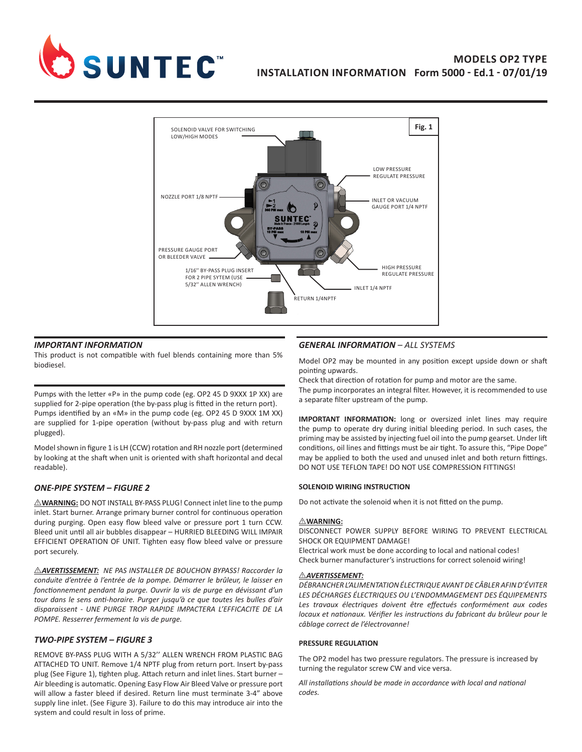# SUNTEC™

## MODELS OP2 TYPE
## INSTALLATION INFORMATION Form 5000 - Ed.1 - 07/01/19

Fig. 1

SOLENOID VALVE FOR SWITCHING LOW/HIGH MODES

LOW PRESSURE REGULATE PRESSURE

NOZZLE PORT 1/8 NPTF

INLET OR VACUUM GAUGE PORT 1/4 NPTF

PRESSURE GAUGE PORT OR BLEEDER VALVE

1/16'' BY-PASS PLUG INSERT FOR 2 PIPE SYTEM (USE 5/32'' ALLEN WRENCH)

HIGH PRESSURE REGULATE PRESSURE

INLET 1/4 NPTF

RETURN 1/4NPTF

### *IMPORTANT INFORMATION*

This product is not compatible with fuel blends containing more than 5% biodiesel.

Pumps with the letter «P» in the pump code (eg. OP2 45 D 9XXX 1P XX) are supplied for 2-pipe operation (the by-pass plug is fitted in the return port). Pumps identified by an «M» in the pump code (eg. OP2 45 D 9XXX 1M XX) are supplied for 1-pipe operation (without by-pass plug and with return plugged).

Model shown in figure 1 is LH (CCW) rotation and RH nozzle port (determined by looking at the shaft when unit is oriented with shaft horizontal and decal readable).

### *ONE-PIPE SYSTEM – FIGURE 2*

⚠**WARNING:** DO NOT INSTALL BY-PASS PLUG! Connect inlet line to the pump inlet. Start burner. Arrange primary burner control for continuous operation during purging. Open easy flow bleed valve or pressure port 1 turn CCW. Bleed unit until all air bubbles disappear – HURRIED BLEEDING WILL IMPAIR EFFICIENT OPERATION OF UNIT. Tighten easy flow bleed valve or pressure port securely.

*⚠**AVERTISSEMENT:** NE PAS INSTALLER DE BOUCHON BYPASS! Raccorder la conduite d'entrée à l'entrée de la pompe. Démarrer le brûleur, le laisser en fonctionnement pendant la purge. Ouvrir la vis de purge en dévissant d'un tour dans le sens anti-horaire. Purger jusqu'à ce que toutes les bulles d'air disparaissent - UNE PURGE TROP RAPIDE IMPACTERA L'EFFICACITE DE LA POMPE. Resserrer fermement la vis de purge.*

### *TWO-PIPE SYSTEM – FIGURE 3*

REMOVE BY-PASS PLUG WITH A 5/32'' ALLEN WRENCH FROM PLASTIC BAG ATTACHED TO UNIT. Remove 1/4 NPTF plug from return port. Insert by-pass plug (See Figure 1), tighten plug. Attach return and inlet lines. Start burner – Air bleeding is automatic. Opening Easy Flow Air Bleed Valve or pressure port will allow a faster bleed if desired. Return line must terminate 3-4" above supply line inlet. (See Figure 3). Failure to do this may introduce air into the system and could result in loss of prime.

### *GENERAL INFORMATION – ALL SYSTEMS*

Model OP2 may be mounted in any position except upside down or shaft pointing upwards.

Check that direction of rotation for pump and motor are the same.

The pump incorporates an integral filter. However, it is recommended to use a separate filter upstream of the pump.

**IMPORTANT INFORMATION:** long or oversized inlet lines may require the pump to operate dry during initial bleeding period. In such cases, the priming may be assisted by injecting fuel oil into the pump gearset. Under lift conditions, oil lines and fittings must be air tight. To assure this, "Pipe Dope" may be applied to both the used and unused inlet and both return fittings. DO NOT USE TEFLON TAPE! DO NOT USE COMPRESSION FITTINGS!

#### SOLENOID WIRING INSTRUCTION

Do not activate the solenoid when it is not fitted on the pump.

⚠**WARNING:**

DISCONNECT POWER SUPPLY BEFORE WIRING TO PREVENT ELECTRICAL SHOCK OR EQUIPMENT DAMAGE!

Electrical work must be done according to local and national codes!

Check burner manufacturer's instructions for correct solenoid wiring!

*⚠**AVERTISSEMENT:***

*DÉBRANCHER L'ALIMENTATION ÉLECTRIQUE AVANT DE CÂBLER AFIN D'ÉVITER LES DÉCHARGES ÉLECTRIQUES OU L'ENDOMMAGEMENT DES ÉQUIPEMENTS*

*Les travaux électriques doivent être effectués conformément aux codes locaux et nationaux. Vérifier les instructions du fabricant du brûleur pour le câblage correct de l'électrovanne!*

#### PRESSURE REGULATION

The OP2 model has two pressure regulators. The pressure is increased by turning the regulator screw CW and vice versa.

*All installations should be made in accordance with local and national codes.*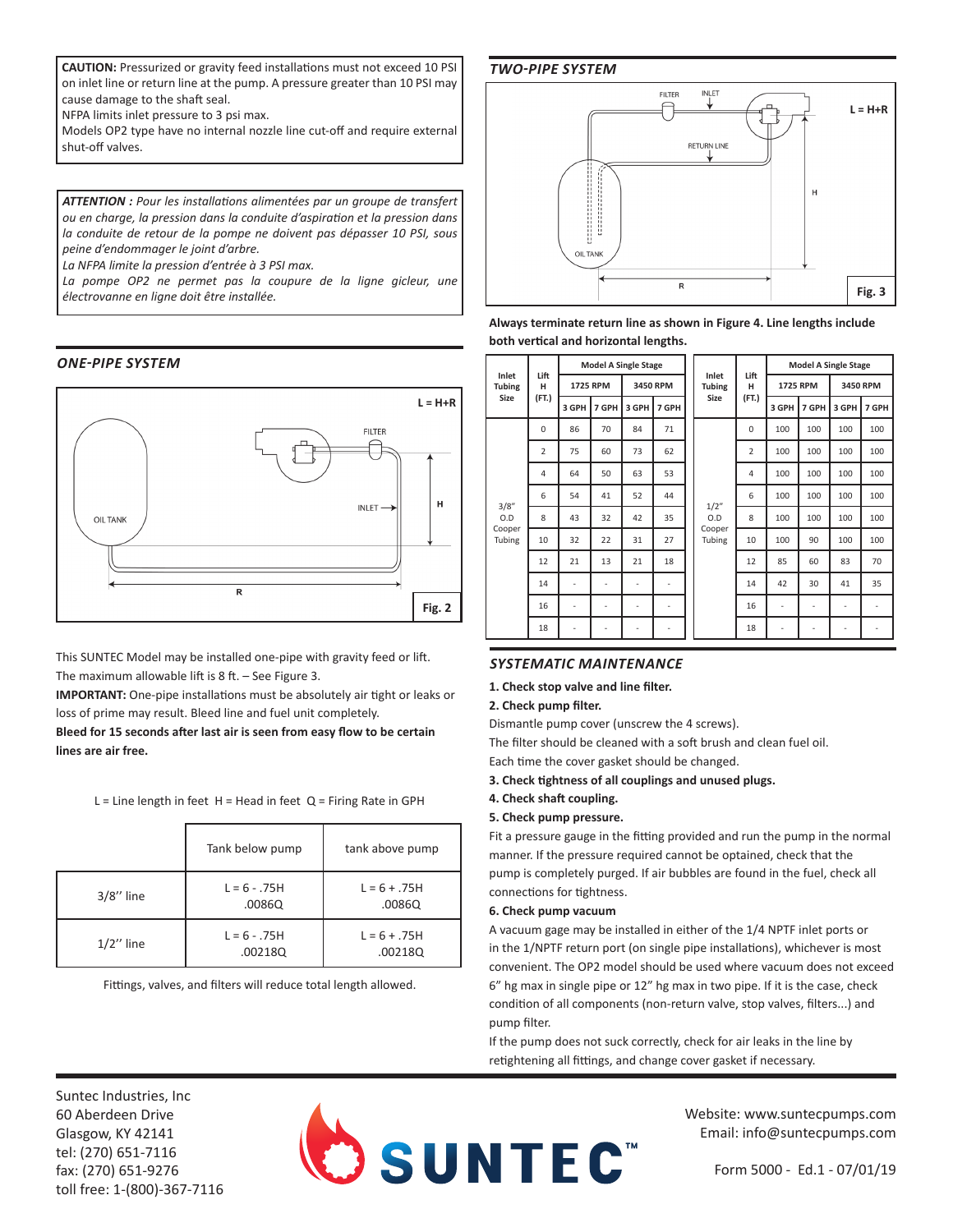**CAUTION:** Pressurized or gravity feed installations must not exceed 10 PSI on inlet line or return line at the pump. A pressure greater than 10 PSI may cause damage to the shaft seal.
NFPA limits inlet pressure to 3 psi max.
Models OP2 type have no internal nozzle line cut-off and require external shut-off valves.

***ATTENTION :*** *Pour les installations alimentées par un groupe de transfert ou en charge, la pression dans la conduite d'aspiration et la pression dans la conduite de retour de la pompe ne doivent pas dépasser 10 PSI, sous peine d'endommager le joint d'arbre.*
*La NFPA limite la pression d'entrée à 3 PSI max.*
*La pompe OP2 ne permet pas la coupure de la ligne gicleur, une électrovanne en ligne doit être installée.*

## *ONE-PIPE SYSTEM*

L = H+R

FILTER

OIL TANK

INLET

H

R

Fig. 2

This SUNTEC Model may be installed one-pipe with gravity feed or lift. The maximum allowable lift is 8 ft. – See Figure 3.

**IMPORTANT:** One-pipe installations must be absolutely air tight or leaks or loss of prime may result. Bleed line and fuel unit completely.

**Bleed for 15 seconds after last air is seen from easy flow to be certain lines are air free.**

L = Line length in feet H = Head in feet Q = Firing Rate in GPH

| | Tank below pump | tank above pump |
|---|---|---|
| 3/8'' line | L = 6 - .75H<br>.0086Q | L = 6 + .75H<br>.0086Q |
| 1/2'' line | L = 6 - .75H<br>.00218Q | L = 6 + .75H<br>.00218Q |

Fittings, valves, and filters will reduce total length allowed.

## *TWO-PIPE SYSTEM*

FILTER

INLET

L = H+R

RETURN LINE

H

OIL TANK

R

Fig. 3

**Always terminate return line as shown in Figure 4. Line lengths include both vertical and horizontal lengths.**

| Inlet Tubing Size | Lift H (FT.) | Model A Single Stage | | | |
|---|---|---|---|---|---|
| | | 1725 RPM | | 3450 RPM | |
| | | 3 GPH | 7 GPH | 3 GPH | 7 GPH |
| 3/8" O.D Cooper Tubing | 0 | 86 | 70 | 84 | 71 |
| | 2 | 75 | 60 | 73 | 62 |
| | 4 | 64 | 50 | 63 | 53 |
| | 6 | 54 | 41 | 52 | 44 |
| | 8 | 43 | 32 | 42 | 35 |
| | 10 | 32 | 22 | 31 | 27 |
| | 12 | 21 | 13 | 21 | 18 |
| | 14 | - | - | - | - |
| | 16 | - | - | - | - |
| | 18 | - | - | - | - |

| Inlet Tubing Size | Lift H (FT.) | Model A Single Stage | | | |
|---|---|---|---|---|---|
| | | 1725 RPM | | 3450 RPM | |
| | | 3 GPH | 7 GPH | 3 GPH | 7 GPH |
| 1/2" O.D Cooper Tubing | 0 | 100 | 100 | 100 | 100 |
| | 2 | 100 | 100 | 100 | 100 |
| | 4 | 100 | 100 | 100 | 100 |
| | 6 | 100 | 100 | 100 | 100 |
| | 8 | 100 | 100 | 100 | 100 |
| | 10 | 100 | 90 | 100 | 100 |
| | 12 | 85 | 60 | 83 | 70 |
| | 14 | 42 | 30 | 41 | 35 |
| | 16 | - | - | - | - |
| | 18 | - | - | - | - |

## *SYSTEMATIC MAINTENANCE*

**1. Check stop valve and line filter.**

**2. Check pump filter.**

Dismantle pump cover (unscrew the 4 screws).
The filter should be cleaned with a soft brush and clean fuel oil.
Each time the cover gasket should be changed.

**3. Check tightness of all couplings and unused plugs.**

**4. Check shaft coupling.**

**5. Check pump pressure.**

Fit a pressure gauge in the fitting provided and run the pump in the normal manner. If the pressure required cannot be optained, check that the pump is completely purged. If air bubbles are found in the fuel, check all connections for tightness.

**6. Check pump vacuum**

A vacuum gage may be installed in either of the 1/4 NPTF inlet ports or in the 1/NPTF return port (on single pipe installations), whichever is most convenient. The OP2 model should be used where vacuum does not exceed 6" hg max in single pipe or 12" hg max in two pipe. If it is the case, check condition of all components (non-return valve, stop valves, filters...) and pump filter.

If the pump does not suck correctly, check for air leaks in the line by retightening all fittings, and change cover gasket if necessary.

Suntec Industries, Inc
60 Aberdeen Drive
Glasgow, KY 42141
tel: (270) 651-7116
fax: (270) 651-9276
toll free: 1-(800)-367-7116

SUNTEC™

Website: www.suntecpumps.com
Email: info@suntecpumps.com

Form 5000 - Ed.1 - 07/01/19